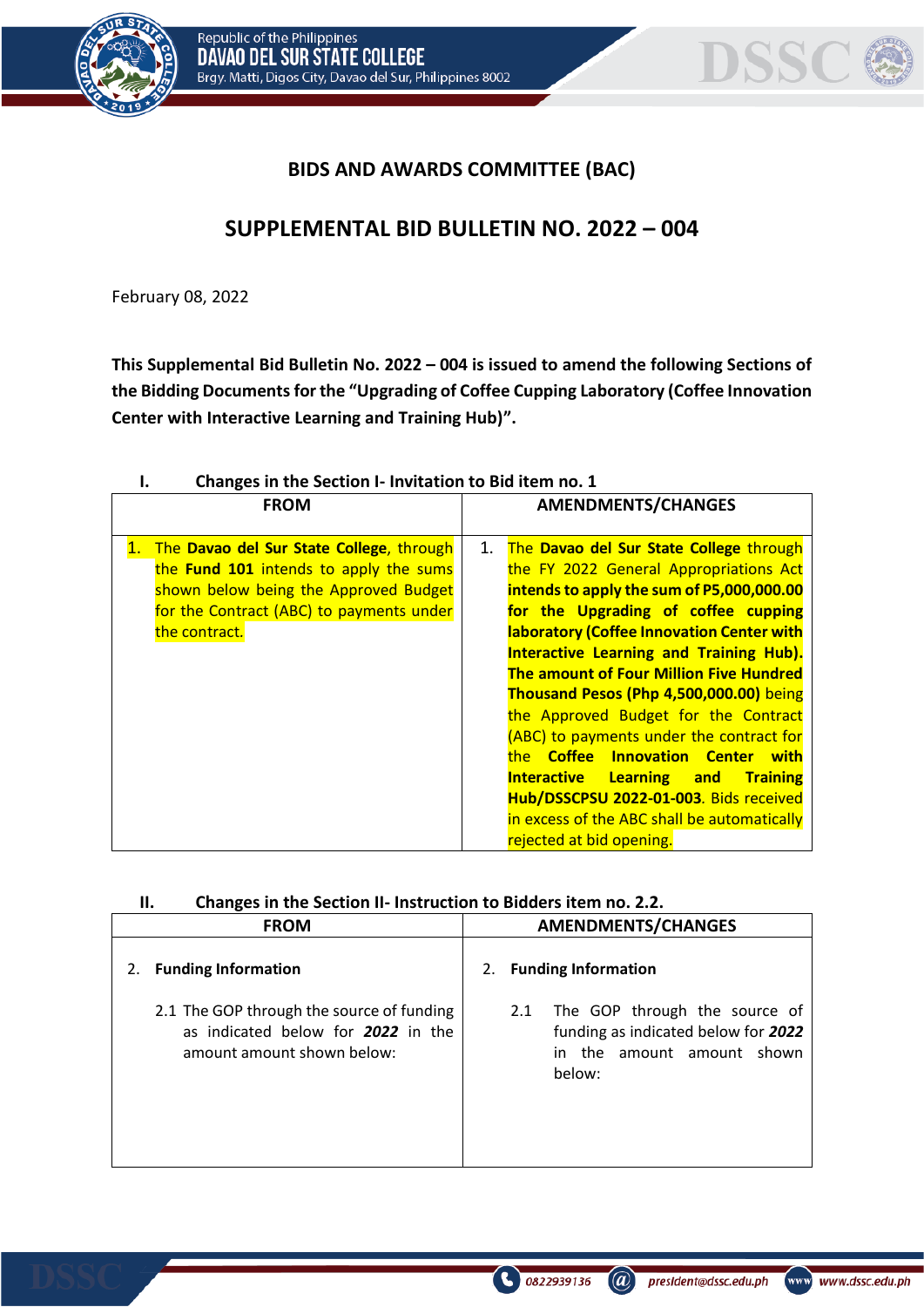## BIDS AND AWARDS COMMITTEE (BAC)

## SUPPLEMENTAL BID BULLETIN NO. 2022 – 004

February 08, 2022

**This Supplemental Bid Bulletin No. 2022 – 004 is issued to amend the following Sections of the Bidding Documents for the "Upgrading of Coffee Cupping Laboratory (Coffee Innovation Center with Interactive Learning and Training Hub)".**

### I. Changes in the Section I- Invitation to Bid item no. 1

| FROM | AMENDMENTS/CHANGES |
|---|---|
| 1. The **Davao del Sur State College**, through the **Fund 101** intends to apply the sums shown below being the Approved Budget for the Contract (ABC) to payments under the contract. | 1. The **Davao del Sur State College** through the FY 2022 General Appropriations Act **intends to apply the sum of P5,000,000.00 for the Upgrading of coffee cupping laboratory (Coffee Innovation Center with Interactive Learning and Training Hub). The amount of Four Million Five Hundred Thousand Pesos (Php 4,500,000.00)** being the Approved Budget for the Contract (ABC) to payments under the contract for the **Coffee Innovation Center with Interactive Learning and Training Hub/DSSCPSU 2022-01-003**. Bids received in excess of the ABC shall be automatically rejected at bid opening. |

### II. Changes in the Section II- Instruction to Bidders item no. 2.2.

| FROM | AMENDMENTS/CHANGES |
|---|---|
| 2. **Funding Information**<br><br>2.1 The GOP through the source of funding as indicated below for ***2022*** in the amount amount shown below: | 2. **Funding Information**<br><br>2.1 The GOP through the source of funding as indicated below for ***2022*** in the amount amount shown below: |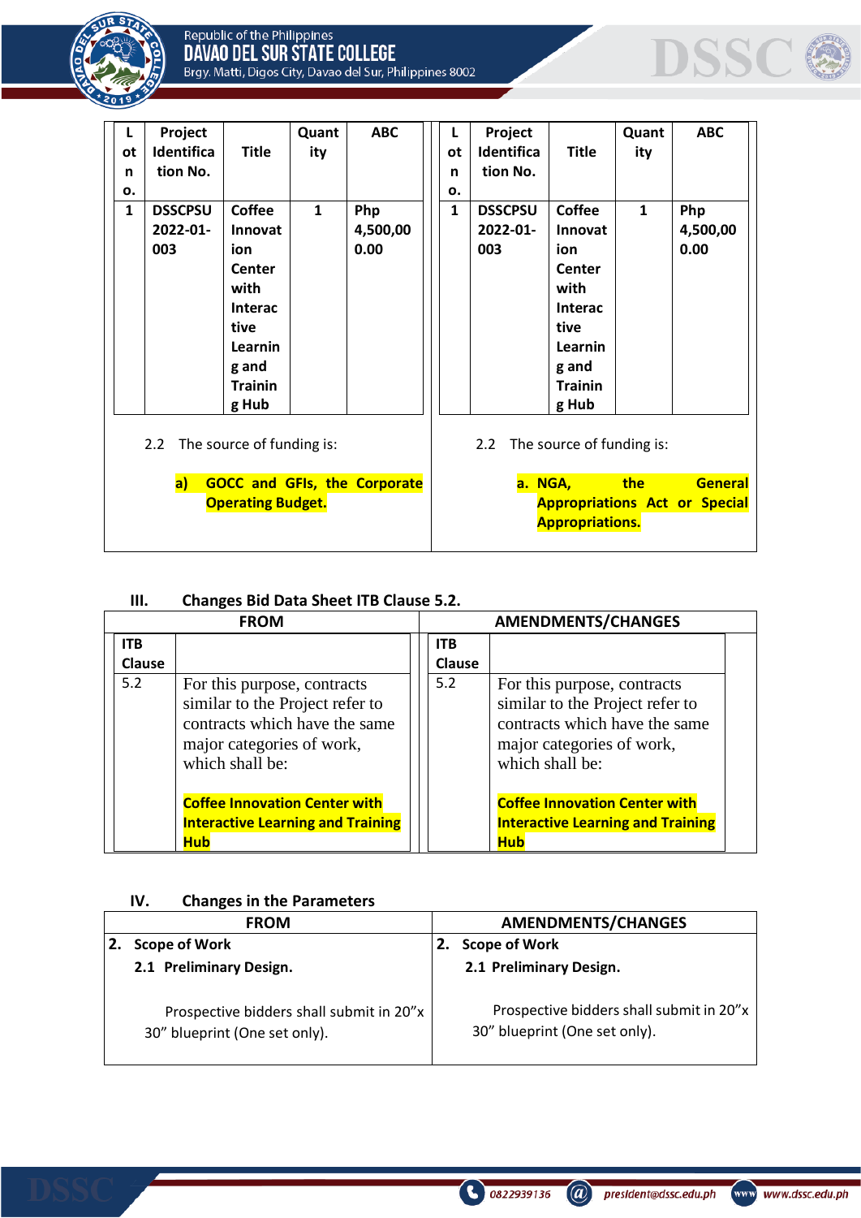| FROM | | | | | AMENDMENTS/CHANGES | | | | |
|---|---|---|---|---|---|---|---|---|---|
| Lot no. | Project Identification No. | Title | Quantity | ABC | Lot no. | Project Identification No. | Title | Quantity | ABC |
| 1 | DSSCPSU 2022-01-003 | Coffee Innovation Center with Interactive Learning and Training Hub | 1 | Php 4,500,000.00 | 1 | DSSCPSU 2022-01-003 | Coffee Innovation Center with Interactive Learning and Training Hub | 1 | Php 4,500,000.00 |

| FROM | AMENDMENTS/CHANGES |
|---|---|
| 2.2 The source of funding is: a) **GOCC and GFIs, the Corporate Operating Budget.** | 2.2 The source of funding is: **a. NGA, the General Appropriations Act or Special Appropriations.** |

### III. Changes Bid Data Sheet ITB Clause 5.2.

| FROM | | AMENDMENTS/CHANGES | |
|---|---|---|---|
| **ITB Clause** | | **ITB Clause** | |
| 5.2 | For this purpose, contracts similar to the Project refer to contracts which have the same major categories of work, which shall be: **Coffee Innovation Center with Interactive Learning and Training Hub** | 5.2 | For this purpose, contracts similar to the Project refer to contracts which have the same major categories of work, which shall be: **Coffee Innovation Center with Interactive Learning and Training Hub** |

### IV. Changes in the Parameters

| FROM | AMENDMENTS/CHANGES |
|---|---|
| **2. Scope of Work**<br>**2.1 Preliminary Design.**<br>Prospective bidders shall submit in 20"x 30" blueprint (One set only). | **2. Scope of Work**<br>**2.1 Preliminary Design.**<br>Prospective bidders shall submit in 20"x 30" blueprint (One set only). |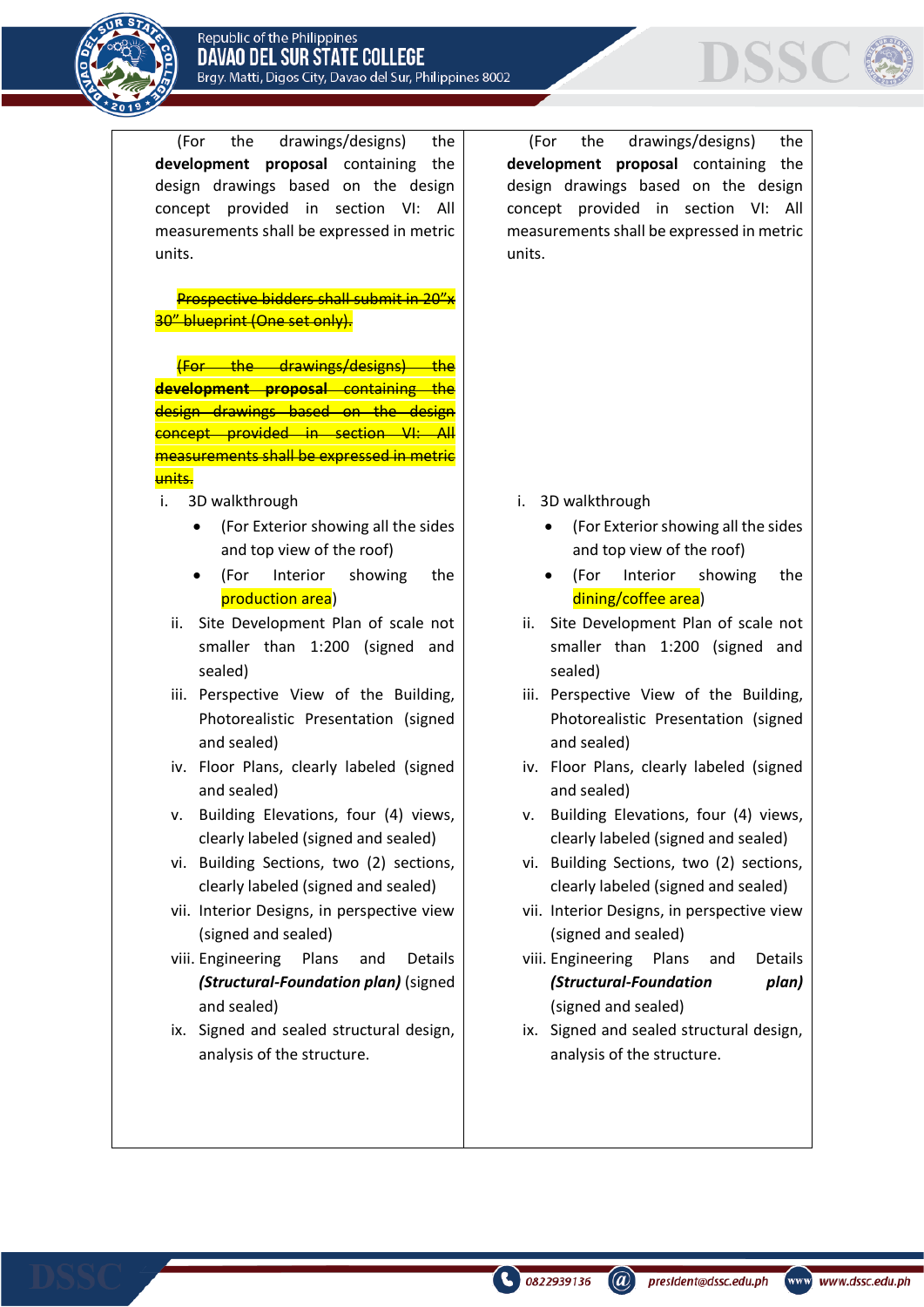| | |
|---|---|
| (For the drawings/designs) the **development proposal** containing the design drawings based on the design concept provided in section VI: All measurements shall be expressed in metric units.<br><br>~~Prospective bidders shall submit in 20"x 30" blueprint (One set only).~~<br><br>~~(For the drawings/designs) the **development proposal** containing the design drawings based on the design concept provided in section VI: All measurements shall be expressed in metric units.~~<br><br>i. 3D walkthrough<br>• (For Exterior showing all the sides and top view of the roof)<br>• (For Interior showing the production area)<br>ii. Site Development Plan of scale not smaller than 1:200 (signed and sealed)<br>iii. Perspective View of the Building, Photorealistic Presentation (signed and sealed)<br>iv. Floor Plans, clearly labeled (signed and sealed)<br>v. Building Elevations, four (4) views, clearly labeled (signed and sealed)<br>vi. Building Sections, two (2) sections, clearly labeled (signed and sealed)<br>vii. Interior Designs, in perspective view (signed and sealed)<br>viii. Engineering Plans and Details ***(Structural-Foundation plan)*** (signed and sealed)<br>ix. Signed and sealed structural design, analysis of the structure. | (For the drawings/designs) the **development proposal** containing the design drawings based on the design concept provided in section VI: All measurements shall be expressed in metric units.<br><br>i. 3D walkthrough<br>• (For Exterior showing all the sides and top view of the roof)<br>• (For Interior showing the dining/coffee area)<br>ii. Site Development Plan of scale not smaller than 1:200 (signed and sealed)<br>iii. Perspective View of the Building, Photorealistic Presentation (signed and sealed)<br>iv. Floor Plans, clearly labeled (signed and sealed)<br>v. Building Elevations, four (4) views, clearly labeled (signed and sealed)<br>vi. Building Sections, two (2) sections, clearly labeled (signed and sealed)<br>vii. Interior Designs, in perspective view (signed and sealed)<br>viii. Engineering Plans and Details ***(Structural-Foundation plan)*** (signed and sealed)<br>ix. Signed and sealed structural design, analysis of the structure. |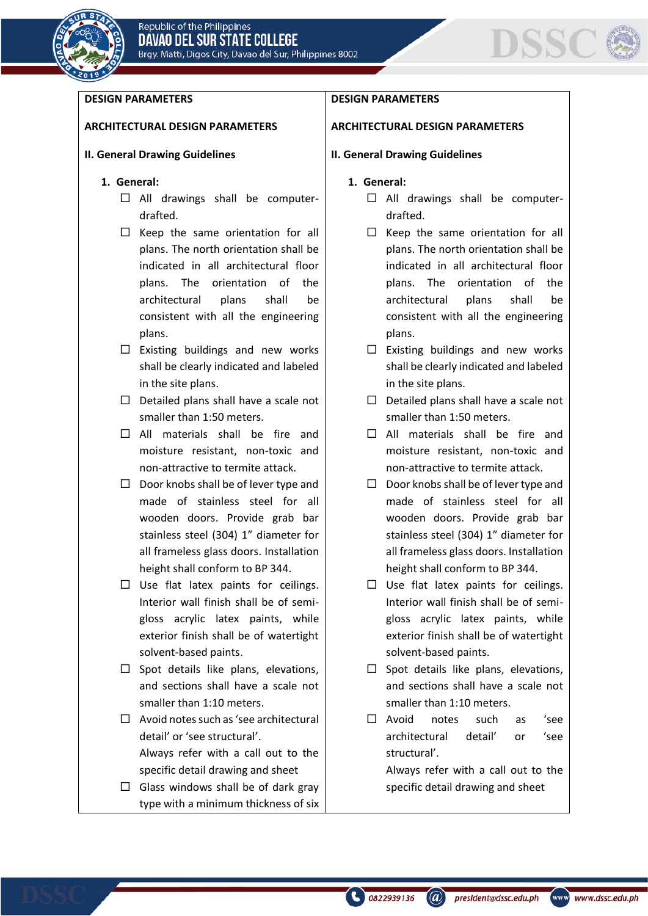| DESIGN PARAMETERS | DESIGN PARAMETERS |
|---|---|
| **ARCHITECTURAL DESIGN PARAMETERS** | **ARCHITECTURAL DESIGN PARAMETERS** |
| **II. General Drawing Guidelines** | **II. General Drawing Guidelines** |
| **1. General:** ☐ All drawings shall be computer-drafted. ☐ Keep the same orientation for all plans. The north orientation shall be indicated in all architectural floor plans. The orientation of the architectural plans shall be consistent with all the engineering plans. ☐ Existing buildings and new works shall be clearly indicated and labeled in the site plans. ☐ Detailed plans shall have a scale not smaller than 1:50 meters. ☐ All materials shall be fire and moisture resistant, non-toxic and non-attractive to termite attack. ☐ Door knobs shall be of lever type and made of stainless steel for all wooden doors. Provide grab bar stainless steel (304) 1" diameter for all frameless glass doors. Installation height shall conform to BP 344. ☐ Use flat latex paints for ceilings. Interior wall finish shall be of semi-gloss acrylic latex paints, while exterior finish shall be of watertight solvent-based paints. ☐ Spot details like plans, elevations, and sections shall have a scale not smaller than 1:10 meters. ☐ Avoid notes such as 'see architectural detail' or 'see structural'. Always refer with a call out to the specific detail drawing and sheet ☐ Glass windows shall be of dark gray type with a minimum thickness of six | **1. General:** ☐ All drawings shall be computer-drafted. ☐ Keep the same orientation for all plans. The north orientation shall be indicated in all architectural floor plans. The orientation of the architectural plans shall be consistent with all the engineering plans. ☐ Existing buildings and new works shall be clearly indicated and labeled in the site plans. ☐ Detailed plans shall have a scale not smaller than 1:50 meters. ☐ All materials shall be fire and moisture resistant, non-toxic and non-attractive to termite attack. ☐ Door knobs shall be of lever type and made of stainless steel for all wooden doors. Provide grab bar stainless steel (304) 1" diameter for all frameless glass doors. Installation height shall conform to BP 344. ☐ Use flat latex paints for ceilings. Interior wall finish shall be of semi-gloss acrylic latex paints, while exterior finish shall be of watertight solvent-based paints. ☐ Spot details like plans, elevations, and sections shall have a scale not smaller than 1:10 meters. ☐ Avoid notes such as 'see architectural detail' or 'see structural'. Always refer with a call out to the specific detail drawing and sheet |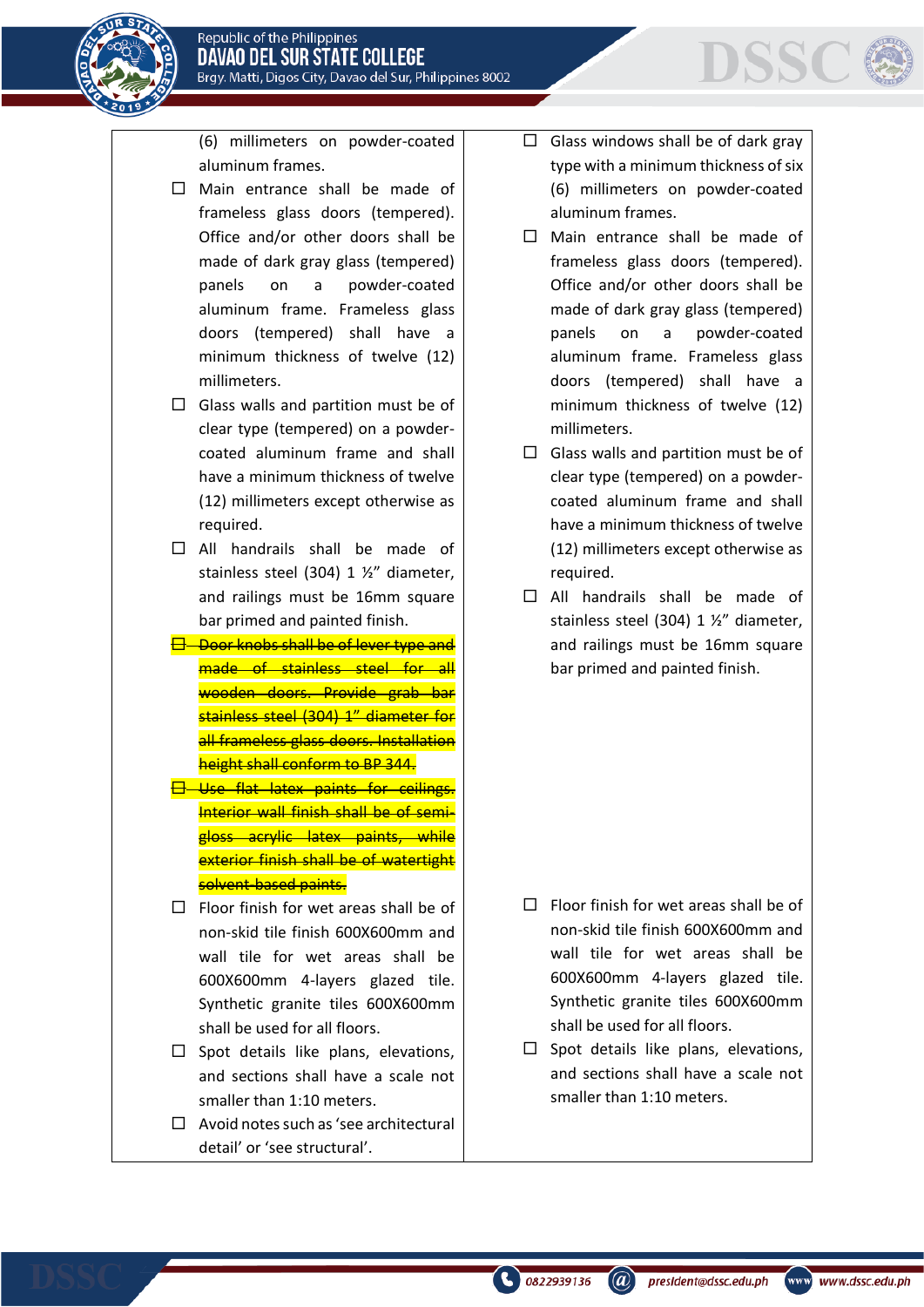| | |
|---|---|
| (6) millimeters on powder-coated aluminum frames.<br>☐ Main entrance shall be made of frameless glass doors (tempered). Office and/or other doors shall be made of dark gray glass (tempered) panels on a powder-coated aluminum frame. Frameless glass doors (tempered) shall have a minimum thickness of twelve (12) millimeters.<br>☐ Glass walls and partition must be of clear type (tempered) on a powder-coated aluminum frame and shall have a minimum thickness of twelve (12) millimeters except otherwise as required.<br>☐ All handrails shall be made of stainless steel (304) 1 ½" diameter, and railings must be 16mm square bar primed and painted finish.<br>☐ ~~Door knobs shall be of lever type and made of stainless steel for all wooden doors. Provide grab bar stainless steel (304) 1" diameter for all frameless glass doors. Installation height shall conform to BP 344.~~<br>☐ ~~Use flat latex paints for ceilings. Interior wall finish shall be of semi-gloss acrylic latex paints, while exterior finish shall be of watertight solvent-based paints.~~<br>☐ Floor finish for wet areas shall be of non-skid tile finish 600X600mm and wall tile for wet areas shall be 600X600mm 4-layers glazed tile. Synthetic granite tiles 600X600mm shall be used for all floors.<br>☐ Spot details like plans, elevations, and sections shall have a scale not smaller than 1:10 meters.<br>☐ Avoid notes such as 'see architectural detail' or 'see structural'. | ☐ Glass windows shall be of dark gray type with a minimum thickness of six (6) millimeters on powder-coated aluminum frames.<br>☐ Main entrance shall be made of frameless glass doors (tempered). Office and/or other doors shall be made of dark gray glass (tempered) panels on a powder-coated aluminum frame. Frameless glass doors (tempered) shall have a minimum thickness of twelve (12) millimeters.<br>☐ Glass walls and partition must be of clear type (tempered) on a powder-coated aluminum frame and shall have a minimum thickness of twelve (12) millimeters except otherwise as required.<br>☐ All handrails shall be made of stainless steel (304) 1 ½" diameter, and railings must be 16mm square bar primed and painted finish.<br>☐ Floor finish for wet areas shall be of non-skid tile finish 600X600mm and wall tile for wet areas shall be 600X600mm 4-layers glazed tile. Synthetic granite tiles 600X600mm shall be used for all floors.<br>☐ Spot details like plans, elevations, and sections shall have a scale not smaller than 1:10 meters. |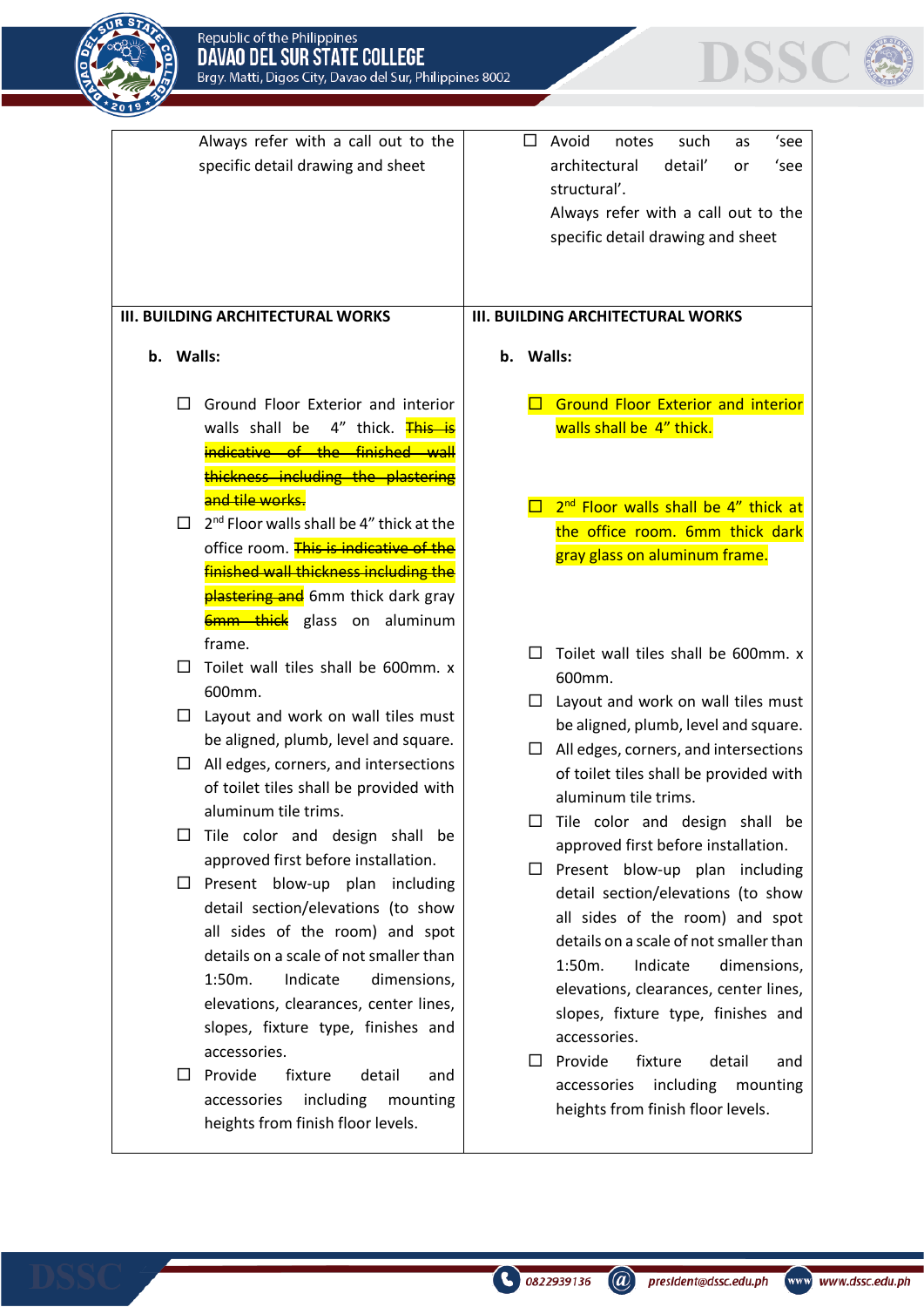| | |
|---|---|
| Always refer with a call out to the specific detail drawing and sheet | ☐ Avoid notes such as 'see architectural detail' or 'see structural'. Always refer with a call out to the specific detail drawing and sheet |
| **III. BUILDING ARCHITECTURAL WORKS**<br><br>**b. Walls:**<br><br>☐ Ground Floor Exterior and interior walls shall be 4" thick. ~~This is indicative of the finished wall thickness including the plastering and tile works.~~<br>☐ 2nd Floor walls shall be 4" thick at the office room. ~~This is indicative of the finished wall thickness including the plastering and~~ 6mm thick dark gray ~~6mm thick~~ glass on aluminum frame.<br>☐ Toilet wall tiles shall be 600mm. x 600mm.<br>☐ Layout and work on wall tiles must be aligned, plumb, level and square.<br>☐ All edges, corners, and intersections of toilet tiles shall be provided with aluminum tile trims.<br>☐ Tile color and design shall be approved first before installation.<br>☐ Present blow-up plan including detail section/elevations (to show all sides of the room) and spot details on a scale of not smaller than 1:50m. Indicate dimensions, elevations, clearances, center lines, slopes, fixture type, finishes and accessories.<br>☐ Provide fixture detail and accessories including mounting heights from finish floor levels. | **III. BUILDING ARCHITECTURAL WORKS**<br><br>**b. Walls:**<br><br>☐ Ground Floor Exterior and interior walls shall be 4" thick.<br>☐ 2nd Floor walls shall be 4" thick at the office room. 6mm thick dark gray glass on aluminum frame.<br>☐ Toilet wall tiles shall be 600mm. x 600mm.<br>☐ Layout and work on wall tiles must be aligned, plumb, level and square.<br>☐ All edges, corners, and intersections of toilet tiles shall be provided with aluminum tile trims.<br>☐ Tile color and design shall be approved first before installation.<br>☐ Present blow-up plan including detail section/elevations (to show all sides of the room) and spot details on a scale of not smaller than 1:50m. Indicate dimensions, elevations, clearances, center lines, slopes, fixture type, finishes and accessories.<br>☐ Provide fixture detail and accessories including mounting heights from finish floor levels. |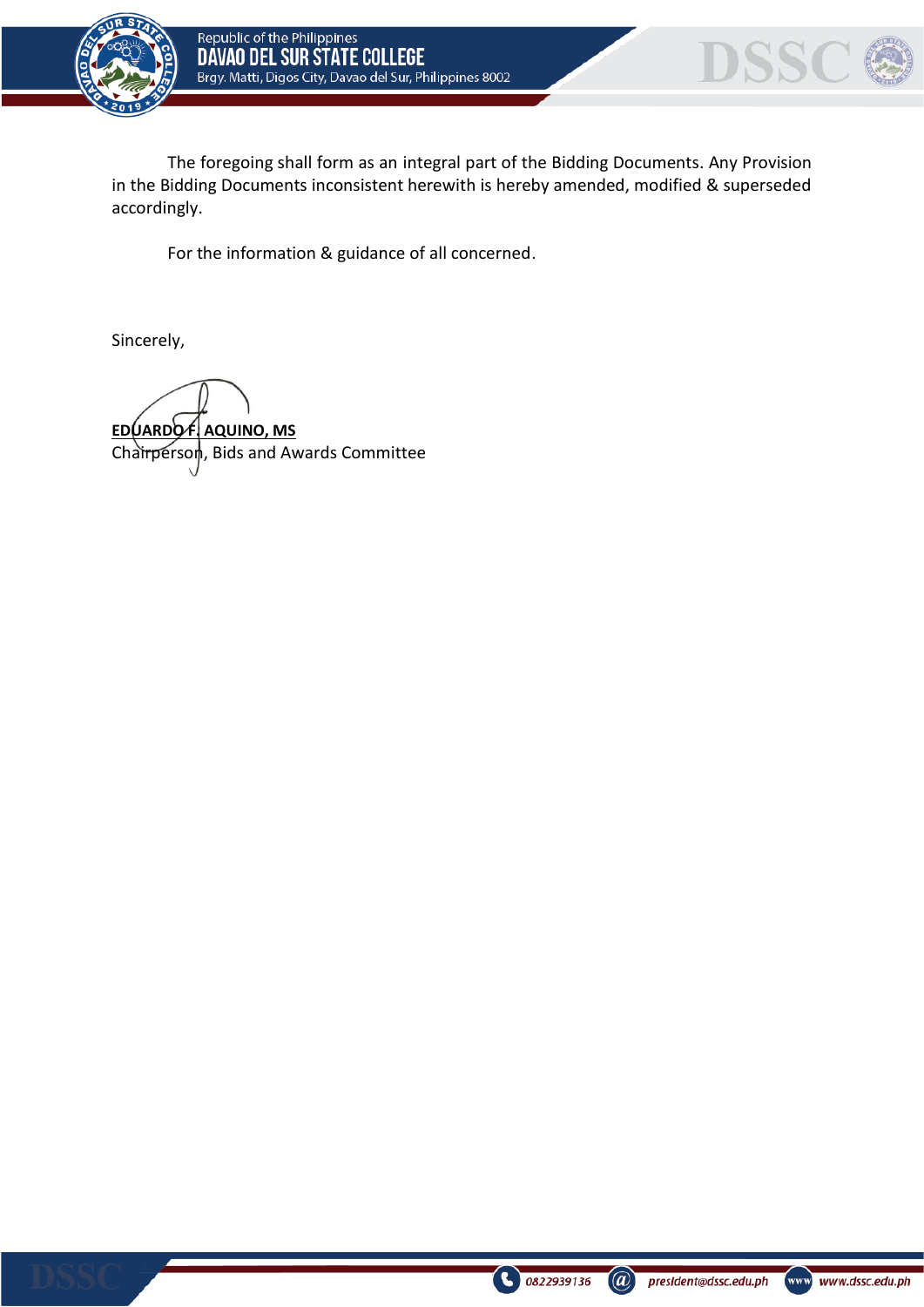The foregoing shall form as an integral part of the Bidding Documents. Any Provision in the Bidding Documents inconsistent herewith is hereby amended, modified & superseded accordingly.

For the information & guidance of all concerned.

Sincerely,

**EDUARDO F. AQUINO, MS**
Chairperson, Bids and Awards Committee